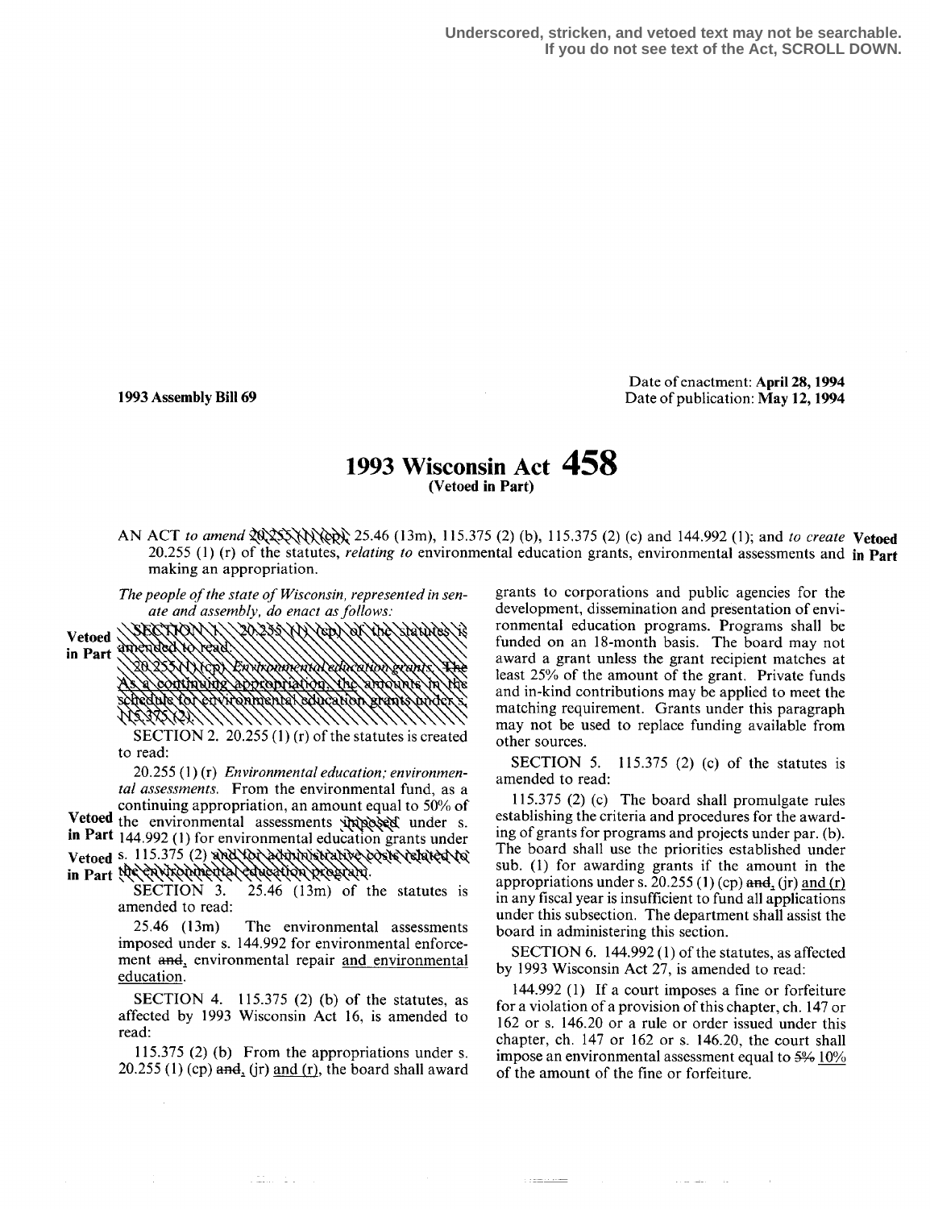Underscored, stricken, and vetoed text may not be searchable.
If you do not see text of the Act, SCROLL DOWN.

**1993 Assembly Bill 69**

Date of enactment: **April 28, 1994**
Date of publication: **May 12, 1994**

# 1993 Wisconsin Act 458

**(Vetoed in Part)**

AN ACT *to amend* 20.255 (1) (cp), 25.46 (13m), 115.375 (2) (b), 115.375 (2) (c) and 144.992 (1); and *to create* 20.255 (1) (r) of the statutes, *relating to* environmental education grants, environmental assessments and making an appropriation. **Vetoed in Part**

*The people of the state of Wisconsin, represented in senate and assembly, do enact as follows:*

**Vetoed in Part** SECTION 1. 20.255 (1) (cp) of the statutes is amended to read:

20.255 (1) (cp) *Environmental education grants.* The As a continuing appropriation, the amounts in the schedule for environmental education grants under s. 115.375 (2).

SECTION 2. 20.255 (1) (r) of the statutes is created to read:

20.255 (1) (r) *Environmental education; environmental assessments.* From the environmental fund, as a continuing appropriation, an amount equal to 50% of **Vetoed in Part** the environmental assessments imposed under s. 144.992 (1) for environmental education grants under **Vetoed in Part** s. 115.375 (2) and for administrative costs related to the environmental education program.

SECTION 3. 25.46 (13m) of the statutes is amended to read:

25.46 (13m) The environmental assessments imposed under s. 144.992 for environmental enforcement ~~and~~, environmental repair and environmental education.

SECTION 4. 115.375 (2) (b) of the statutes, as affected by 1993 Wisconsin Act 16, is amended to read:

115.375 (2) (b) From the appropriations under s. 20.255 (1) (cp) ~~and~~, (jr) and (r), the board shall award grants to corporations and public agencies for the development, dissemination and presentation of environmental education programs. Programs shall be funded on an 18-month basis. The board may not award a grant unless the grant recipient matches at least 25% of the amount of the grant. Private funds and in-kind contributions may be applied to meet the matching requirement. Grants under this paragraph may not be used to replace funding available from other sources.

SECTION 5. 115.375 (2) (c) of the statutes is amended to read:

115.375 (2) (c) The board shall promulgate rules establishing the criteria and procedures for the awarding of grants for programs and projects under par. (b). The board shall use the priorities established under sub. (1) for awarding grants if the amount in the appropriations under s. 20.255 (1) (cp) ~~and~~, (jr) and (r) in any fiscal year is insufficient to fund all applications under this subsection. The department shall assist the board in administering this section.

SECTION 6. 144.992 (1) of the statutes, as affected by 1993 Wisconsin Act 27, is amended to read:

144.992 (1) If a court imposes a fine or forfeiture for a violation of a provision of this chapter, ch. 147 or 162 or s. 146.20 or a rule or order issued under this chapter, ch. 147 or 162 or s. 146.20, the court shall impose an environmental assessment equal to ~~5%~~ 10% of the amount of the fine or forfeiture.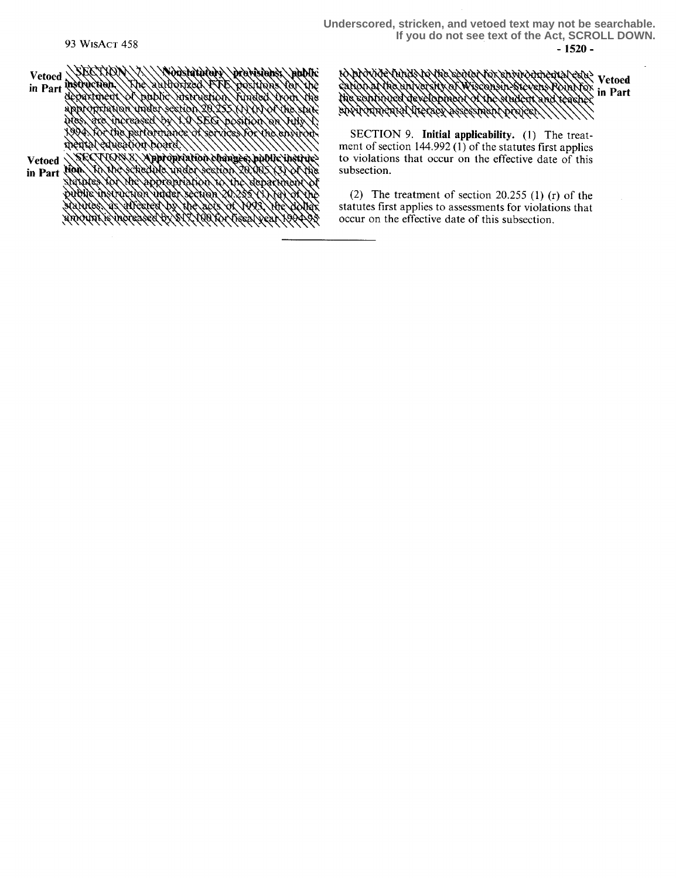Underscored, stricken, and vetoed text may not be searchable. If you do not see text of the Act, SCROLL DOWN.

Vetoed in Part

~~SECTION 7. **Nonstatutory provisions; public instruction.** The authorized FTE positions for the department of public instruction, funded from the appropriation under section 20.255 (1) (r) of the statutes, are increased by 1.0 SEG position on July 1, 1994, for the performance of services for the environmental education board.~~

Vetoed in Part

~~SECTION 8. **Appropriation changes; public instruction.** In the schedule under section 20.005 (3) of the statutes for the appropriation to the department of public instruction under section 20.255 (1) (a) of the statutes, as affected by the acts of 1993, the dollar amount is increased by $17,100 for fiscal year 1994-95 to provide funds to the center for environmental education at the university of Wisconsin-Stevens Point for the continued development of the student and teacher environmental literacy assessment project.~~

Vetoed in Part

SECTION 9. **Initial applicability.** (1) The treatment of section 144.992 (1) of the statutes first applies to violations that occur on the effective date of this subsection.

(2) The treatment of section 20.255 (1) (r) of the statutes first applies to assessments for violations that occur on the effective date of this subsection.